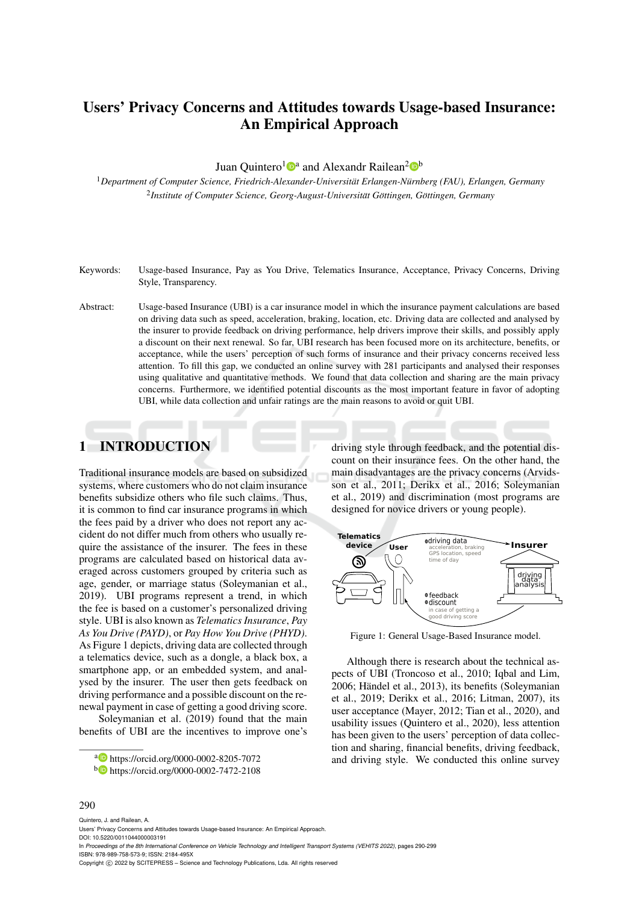# Users' Privacy Concerns and Attitudes towards Usage-based Insurance: An Empirical Approach

Juan Quintero[1][a] and Alexandr Railean[2][b]

[1]*Department of Computer Science, Friedrich-Alexander-Universität Erlangen-Nürnberg (FAU), Erlangen, Germany*
[2]*Institute of Computer Science, Georg-August-Universität Göttingen, Göttingen, Germany*

Keywords: Usage-based Insurance, Pay as You Drive, Telematics Insurance, Acceptance, Privacy Concerns, Driving Style, Transparency.

Abstract: Usage-based Insurance (UBI) is a car insurance model in which the insurance payment calculations are based on driving data such as speed, acceleration, braking, location, etc. Driving data are collected and analysed by the insurer to provide feedback on driving performance, help drivers improve their skills, and possibly apply a discount on their next renewal. So far, UBI research has been focused more on its architecture, benefits, or acceptance, while the users' perception of such forms of insurance and their privacy concerns received less attention. To fill this gap, we conducted an online survey with 281 participants and analysed their responses using qualitative and quantitative methods. We found that data collection and sharing are the main privacy concerns. Furthermore, we identified potential discounts as the most important feature in favor of adopting UBI, while data collection and unfair ratings are the main reasons to avoid or quit UBI.

## 1 INTRODUCTION

Traditional insurance models are based on subsidized systems, where customers who do not claim insurance benefits subsidize others who file such claims. Thus, it is common to find car insurance programs in which the fees paid by a driver who does not report any accident do not differ much from others who usually require the assistance of the insurer. The fees in these programs are calculated based on historical data averaged across customers grouped by criteria such as age, gender, or marriage status (Soleymanian et al., 2019). UBI programs represent a trend, in which the fee is based on a customer's personalized driving style. UBI is also known as *Telematics Insurance*, *Pay As You Drive (PAYD)*, or *Pay How You Drive (PHYD)*. As Figure 1 depicts, driving data are collected through a telematics device, such as a dongle, a black box, a smartphone app, or an embedded system, and analysed by the insurer. The user then gets feedback on driving performance and a possible discount on the renewal payment in case of getting a good driving score.

Soleymanian et al. (2019) found that the main benefits of UBI are the incentives to improve one's driving style through feedback, and the potential discount on their insurance fees. On the other hand, the main disadvantages are the privacy concerns (Arvidsson et al., 2011; Derikx et al., 2016; Soleymanian et al., 2019) and discrimination (most programs are designed for novice drivers or young people).

Figure 1: General Usage-Based Insurance model.

Although there is research about the technical aspects of UBI (Troncoso et al., 2010; Iqbal and Lim, 2006; Händel et al., 2013), its benefits (Soleymanian et al., 2019; Derikx et al., 2016; Litman, 2007), its user acceptance (Mayer, 2012; Tian et al., 2020), and usability issues (Quintero et al., 2020), less attention has been given to the users' perception of data collection and sharing, financial benefits, driving feedback, and driving style. We conducted this online survey

[a] https://orcid.org/0000-0002-8205-7072
[b] https://orcid.org/0000-0002-7472-2108

Quintero, J. and Railean, A.
Users' Privacy Concerns and Attitudes towards Usage-based Insurance: An Empirical Approach.
DOI: 10.5220/0011044000003191
In *Proceedings of the 8th International Conference on Vehicle Technology and Intelligent Transport Systems (VEHITS 2022)*, pages 290-299
ISBN: 978-989-758-573-9; ISSN: 2184-495X
Copyright © 2022 by SCITEPRESS – Science and Technology Publications, Lda. All rights reserved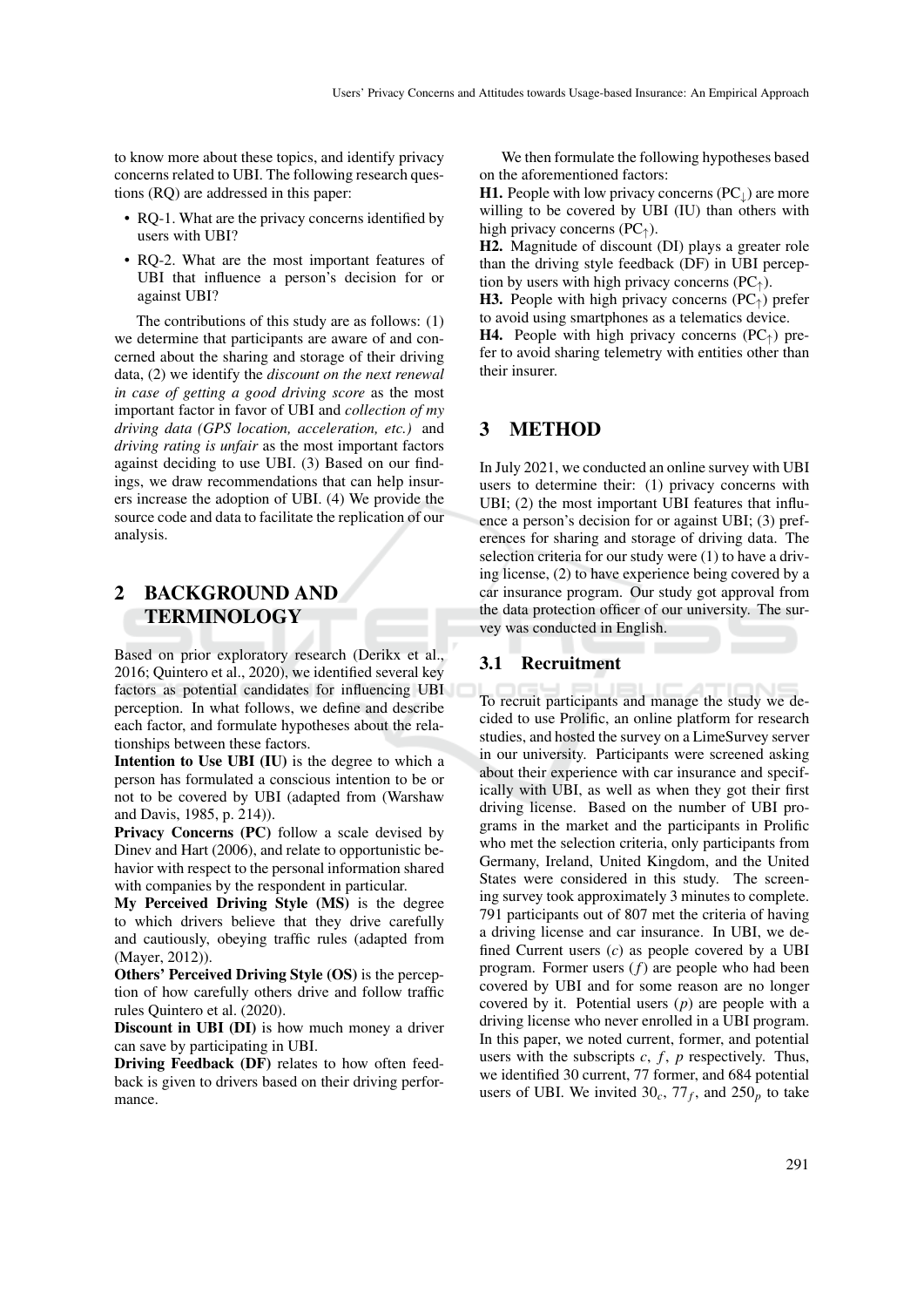to know more about these topics, and identify privacy concerns related to UBI. The following research questions (RQ) are addressed in this paper:

- RQ-1. What are the privacy concerns identified by users with UBI?
- RQ-2. What are the most important features of UBI that influence a person's decision for or against UBI?

The contributions of this study are as follows: (1) we determine that participants are aware of and concerned about the sharing and storage of their driving data, (2) we identify the *discount on the next renewal in case of getting a good driving score* as the most important factor in favor of UBI and *collection of my driving data (GPS location, acceleration, etc.)* and *driving rating is unfair* as the most important factors against deciding to use UBI. (3) Based on our findings, we draw recommendations that can help insurers increase the adoption of UBI. (4) We provide the source code and data to facilitate the replication of our analysis.

## 2 BACKGROUND AND TERMINOLOGY

Based on prior exploratory research (Derikx et al., 2016; Quintero et al., 2020), we identified several key factors as potential candidates for influencing UBI perception. In what follows, we define and describe each factor, and formulate hypotheses about the relationships between these factors.

**Intention to Use UBI (IU)** is the degree to which a person has formulated a conscious intention to be or not to be covered by UBI (adapted from (Warshaw and Davis, 1985, p. 214)).

**Privacy Concerns (PC)** follow a scale devised by Dinev and Hart (2006), and relate to opportunistic behavior with respect to the personal information shared with companies by the respondent in particular.

**My Perceived Driving Style (MS)** is the degree to which drivers believe that they drive carefully and cautiously, obeying traffic rules (adapted from (Mayer, 2012)).

**Others' Perceived Driving Style (OS)** is the perception of how carefully others drive and follow traffic rules Quintero et al. (2020).

**Discount in UBI (DI)** is how much money a driver can save by participating in UBI.

**Driving Feedback (DF)** relates to how often feedback is given to drivers based on their driving performance.

We then formulate the following hypotheses based on the aforementioned factors:

**H1.** People with low privacy concerns ($PC_{\downarrow}$) are more willing to be covered by UBI (IU) than others with high privacy concerns ($PC_{\uparrow}$).

**H2.** Magnitude of discount (DI) plays a greater role than the driving style feedback (DF) in UBI perception by users with high privacy concerns ($PC_{\uparrow}$).

**H3.** People with high privacy concerns ($PC_{\uparrow}$) prefer to avoid using smartphones as a telematics device.

**H4.** People with high privacy concerns ($PC_{\uparrow}$) prefer to avoid sharing telemetry with entities other than their insurer.

## 3 METHOD

In July 2021, we conducted an online survey with UBI users to determine their: (1) privacy concerns with UBI; (2) the most important UBI features that influence a person's decision for or against UBI; (3) preferences for sharing and storage of driving data. The selection criteria for our study were (1) to have a driving license, (2) to have experience being covered by a car insurance program. Our study got approval from the data protection officer of our university. The survey was conducted in English.

### 3.1 Recruitment

To recruit participants and manage the study we decided to use Prolific, an online platform for research studies, and hosted the survey on a LimeSurvey server in our university. Participants were screened asking about their experience with car insurance and specifically with UBI, as well as when they got their first driving license. Based on the number of UBI programs in the market and the participants in Prolific who met the selection criteria, only participants from Germany, Ireland, United Kingdom, and the United States were considered in this study. The screening survey took approximately 3 minutes to complete. 791 participants out of 807 met the criteria of having a driving license and car insurance. In UBI, we defined Current users ($c$) as people covered by a UBI program. Former users ($f$) are people who had been covered by UBI and for some reason are no longer covered by it. Potential users ($p$) are people with a driving license who never enrolled in a UBI program. In this paper, we noted current, former, and potential users with the subscripts $c$, $f$, $p$ respectively. Thus, we identified 30 current, 77 former, and 684 potential users of UBI. We invited $30_c$, $77_f$, and $250_p$ to take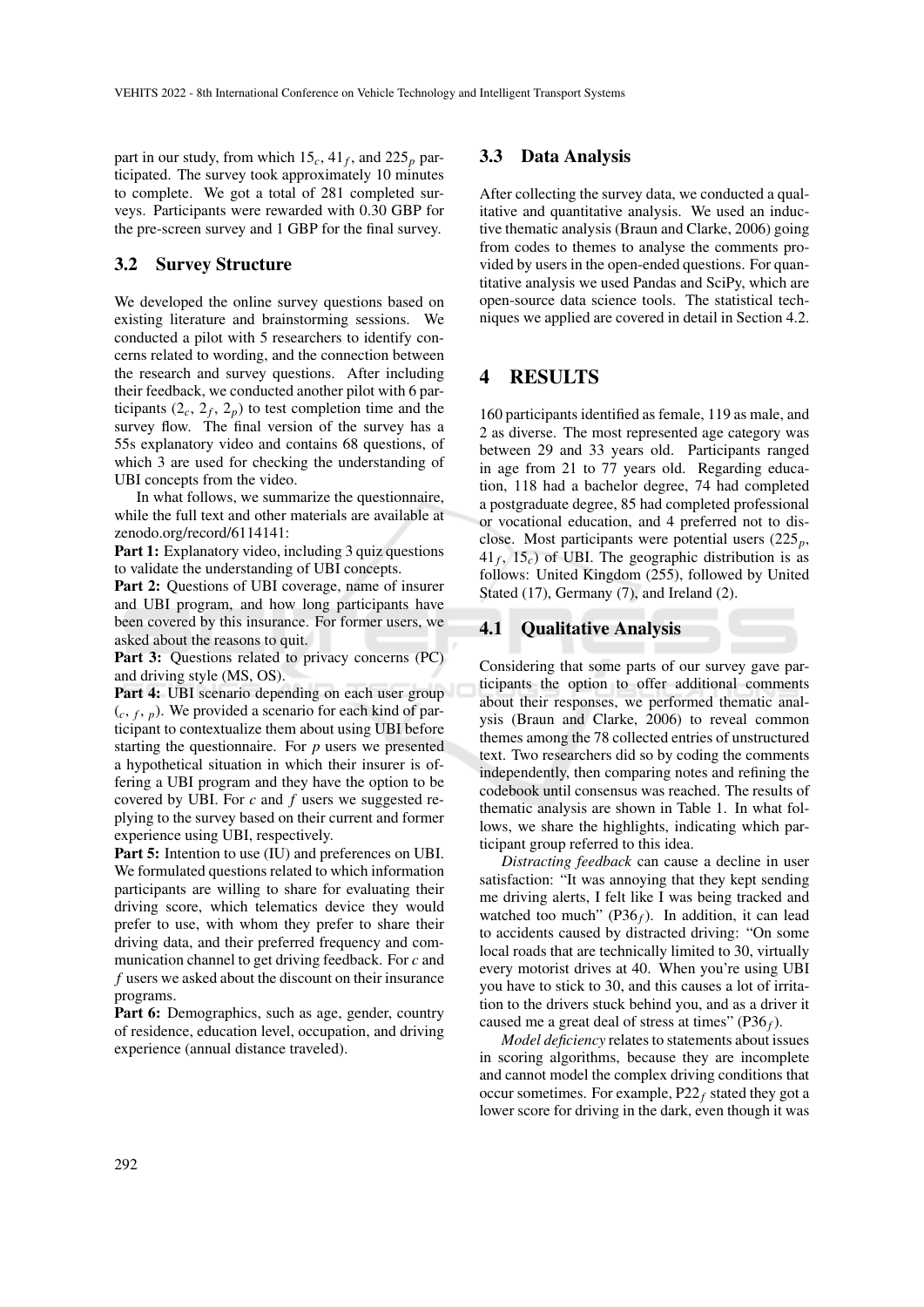part in our study, from which $15_c$, $41_f$, and $225_p$ participated. The survey took approximately 10 minutes to complete. We got a total of 281 completed surveys. Participants were rewarded with 0.30 GBP for the pre-screen survey and 1 GBP for the final survey.

### 3.2 Survey Structure

We developed the online survey questions based on existing literature and brainstorming sessions. We conducted a pilot with 5 researchers to identify concerns related to wording, and the connection between the research and survey questions. After including their feedback, we conducted another pilot with 6 participants ($2_c$, $2_f$, $2_p$) to test completion time and the survey flow. The final version of the survey has a 55s explanatory video and contains 68 questions, of which 3 are used for checking the understanding of UBI concepts from the video.

In what follows, we summarize the questionnaire, while the full text and other materials are available at zenodo.org/record/6114141:

**Part 1:** Explanatory video, including 3 quiz questions to validate the understanding of UBI concepts.

**Part 2:** Questions of UBI coverage, name of insurer and UBI program, and how long participants have been covered by this insurance. For former users, we asked about the reasons to quit.

**Part 3:** Questions related to privacy concerns (PC) and driving style (MS, OS).

**Part 4:** UBI scenario depending on each user group ($_c$, $_f$, $_p$). We provided a scenario for each kind of participant to contextualize them about using UBI before starting the questionnaire. For $p$ users we presented a hypothetical situation in which their insurer is offering a UBI program and they have the option to be covered by UBI. For $c$ and $f$ users we suggested replying to the survey based on their current and former experience using UBI, respectively.

**Part 5:** Intention to use (IU) and preferences on UBI. We formulated questions related to which information participants are willing to share for evaluating their driving score, which telematics device they would prefer to use, with whom they prefer to share their driving data, and their preferred frequency and communication channel to get driving feedback. For $c$ and $f$ users we asked about the discount on their insurance programs.

**Part 6:** Demographics, such as age, gender, country of residence, education level, occupation, and driving experience (annual distance traveled).

### 3.3 Data Analysis

After collecting the survey data, we conducted a qualitative and quantitative analysis. We used an inductive thematic analysis (Braun and Clarke, 2006) going from codes to themes to analyse the comments provided by users in the open-ended questions. For quantitative analysis we used Pandas and SciPy, which are open-source data science tools. The statistical techniques we applied are covered in detail in Section 4.2.

## 4 RESULTS

160 participants identified as female, 119 as male, and 2 as diverse. The most represented age category was between 29 and 33 years old. Participants ranged in age from 21 to 77 years old. Regarding education, 118 had a bachelor degree, 74 had completed a postgraduate degree, 85 had completed professional or vocational education, and 4 preferred not to disclose. Most participants were potential users ($225_p$, $41_f$, $15_c$) of UBI. The geographic distribution is as follows: United Kingdom (255), followed by United Stated (17), Germany (7), and Ireland (2).

### 4.1 Qualitative Analysis

Considering that some parts of our survey gave participants the option to offer additional comments about their responses, we performed thematic analysis (Braun and Clarke, 2006) to reveal common themes among the 78 collected entries of unstructured text. Two researchers did so by coding the comments independently, then comparing notes and refining the codebook until consensus was reached. The results of thematic analysis are shown in Table 1. In what follows, we share the highlights, indicating which participant group referred to this idea.

*Distracting feedback* can cause a decline in user satisfaction: "It was annoying that they kept sending me driving alerts, I felt like I was being tracked and watched too much" ($P36_f$). In addition, it can lead to accidents caused by distracted driving: "On some local roads that are technically limited to 30, virtually every motorist drives at 40. When you're using UBI you have to stick to 30, and this causes a lot of irritation to the drivers stuck behind you, and as a driver it caused me a great deal of stress at times" ($P36_f$).

*Model deficiency* relates to statements about issues in scoring algorithms, because they are incomplete and cannot model the complex driving conditions that occur sometimes. For example, $P22_f$ stated they got a lower score for driving in the dark, even though it was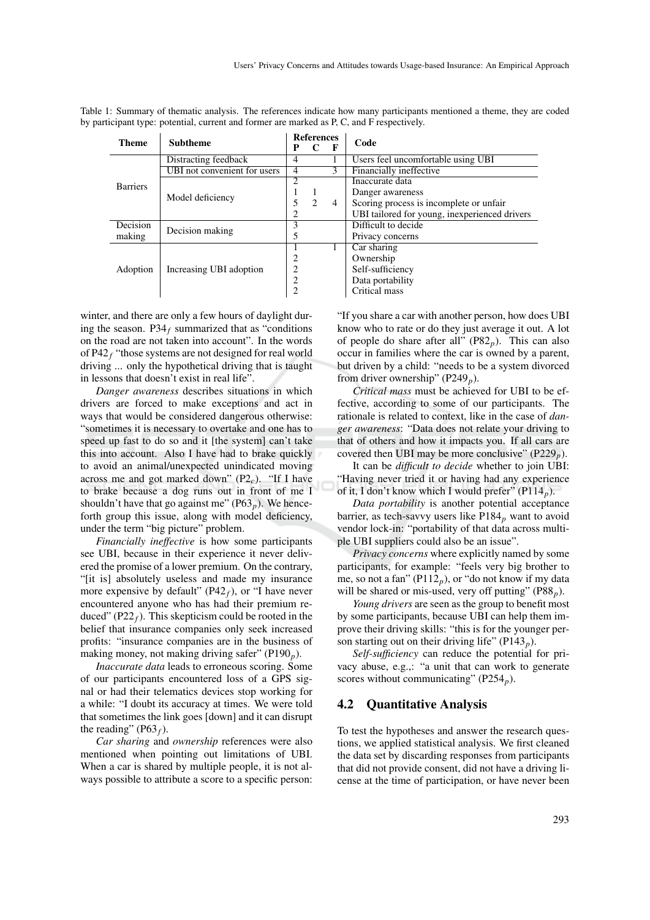Table 1: Summary of thematic analysis. The references indicate how many participants mentioned a theme, they are coded by participant type: potential, current and former are marked as P, C, and F respectively.

| Theme | Subtheme | References P | C | F | Code |
|---|---|---|---|---|---|
| Barriers | Distracting feedback | 4 | | 1 | Users feel uncomfortable using UBI |
| | UBI not convenient for users | 4 | | 3 | Financially ineffective |
| | Model deficiency | 2 | | | Inaccurate data |
| | | 1 | 1 | | Danger awareness |
| | | 5 | 2 | 4 | Scoring process is incomplete or unfair |
| | | 2 | | | UBI tailored for young, inexperienced drivers |
| Decision making | Decision making | 3 | | | Difficult to decide |
| | | 5 | | | Privacy concerns |
| Adoption | Increasing UBI adoption | 1 | | 1 | Car sharing |
| | | 2 | | | Ownership |
| | | 2 | | | Self-sufficiency |
| | | 2 | | | Data portability |
| | | 2 | | | Critical mass |

winter, and there are only a few hours of daylight during the season. $P34_f$ summarized that as "conditions on the road are not taken into account". In the words of $P42_f$ "those systems are not designed for real world driving ... only the hypothetical driving that is taught in lessons that doesn't exist in real life".

*Danger awareness* describes situations in which drivers are forced to make exceptions and act in ways that would be considered dangerous otherwise: "sometimes it is necessary to overtake and one has to speed up fast to do so and it [the system] can't take this into account. Also I have had to brake quickly to avoid an animal/unexpected unindicated moving across me and got marked down" ($P2_c$). "If I have to brake because a dog runs out in front of me I shouldn't have that go against me" ($P63_p$). We henceforth group this issue, along with model deficiency, under the term "big picture" problem.

*Financially ineffective* is how some participants see UBI, because in their experience it never delivered the promise of a lower premium. On the contrary, "[it is] absolutely useless and made my insurance more expensive by default" ($P42_f$), or "I have never encountered anyone who has had their premium reduced" ($P22_f$). This skepticism could be rooted in the belief that insurance companies only seek increased profits: "insurance companies are in the business of making money, not making driving safer" ($P190_p$).

*Inaccurate data* leads to erroneous scoring. Some of our participants encountered loss of a GPS signal or had their telematics devices stop working for a while: "I doubt its accuracy at times. We were told that sometimes the link goes [down] and it can disrupt the reading" ($P63_f$).

*Car sharing* and *ownership* references were also mentioned when pointing out limitations of UBI. When a car is shared by multiple people, it is not always possible to attribute a score to a specific person: "If you share a car with another person, how does UBI know who to rate or do they just average it out. A lot of people do share after all" ($P82_p$). This can also occur in families where the car is owned by a parent, but driven by a child: "needs to be a system divorced from driver ownership" ($P249_p$).

*Critical mass* must be achieved for UBI to be effective, according to some of our participants. The rationale is related to context, like in the case of *danger awareness*: "Data does not relate your driving to that of others and how it impacts you. If all cars are covered then UBI may be more conclusive" ($P229_p$).

It can be *difficult to decide* whether to join UBI: "Having never tried it or having had any experience of it, I don't know which I would prefer" ($P114_p$).

*Data portability* is another potential acceptance barrier, as tech-savvy users like $P184_p$ want to avoid vendor lock-in: "portability of that data across multiple UBI suppliers could also be an issue".

*Privacy concerns* where explicitly named by some participants, for example: "feels very big brother to me, so not a fan" ($P112_p$), or "do not know if my data will be shared or mis-used, very off putting" ($P88_p$).

*Young drivers* are seen as the group to benefit most by some participants, because UBI can help them improve their driving skills: "this is for the younger person starting out on their driving life" ($P143_p$).

*Self-sufficiency* can reduce the potential for privacy abuse, e.g.,: "a unit that can work to generate scores without communicating" ($P254_p$).

## 4.2 Quantitative Analysis

To test the hypotheses and answer the research questions, we applied statistical analysis. We first cleaned the data set by discarding responses from participants that did not provide consent, did not have a driving license at the time of participation, or have never been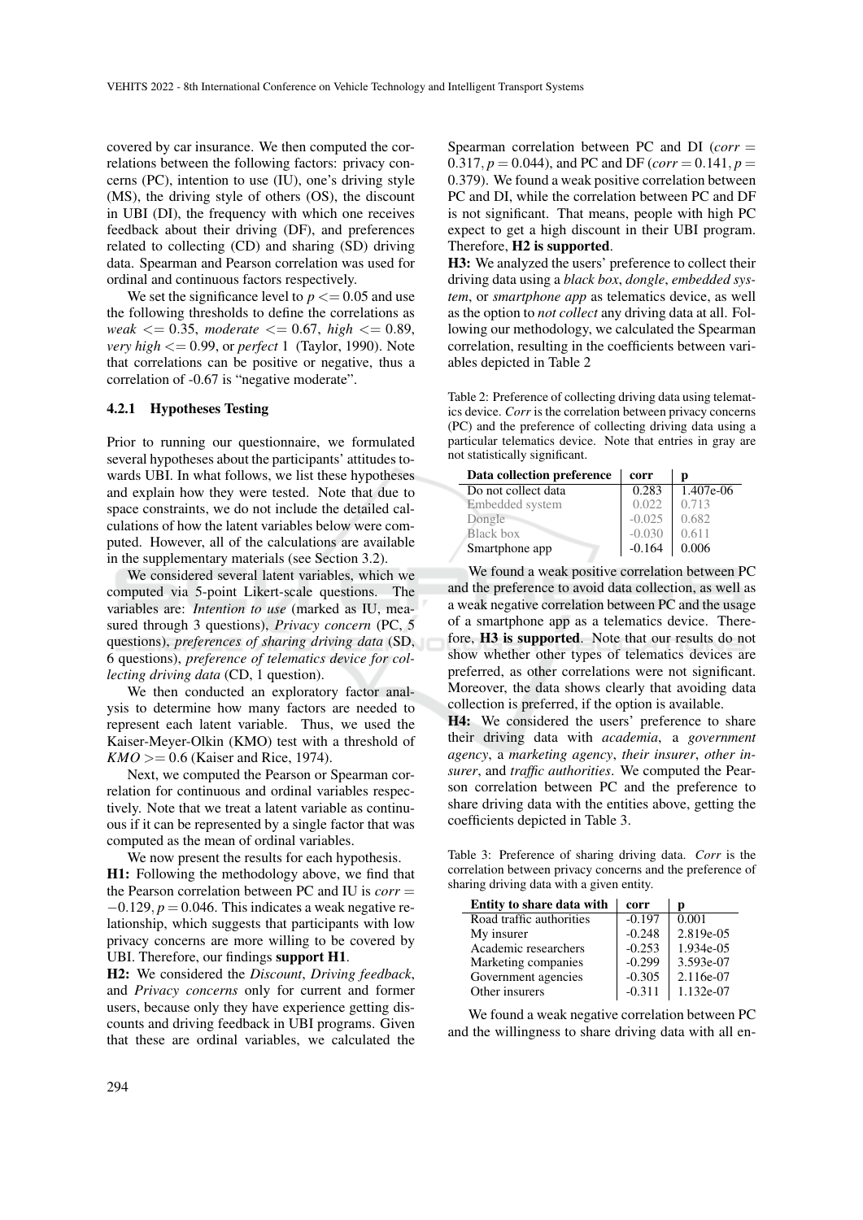covered by car insurance. We then computed the correlations between the following factors: privacy concerns (PC), intention to use (IU), one's driving style (MS), the driving style of others (OS), the discount in UBI (DI), the frequency with which one receives feedback about their driving (DF), and preferences related to collecting (CD) and sharing (SD) driving data. Spearman and Pearson correlation was used for ordinal and continuous factors respectively.

We set the significance level to $p <= 0.05$ and use the following thresholds to define the correlations as *weak* $<= 0.35$, *moderate* $<= 0.67$, *high* $<= 0.89$, *very high* $<= 0.99$, or *perfect* 1 (Taylor, 1990). Note that correlations can be positive or negative, thus a correlation of -0.67 is "negative moderate".

#### 4.2.1 Hypotheses Testing

Prior to running our questionnaire, we formulated several hypotheses about the participants' attitudes towards UBI. In what follows, we list these hypotheses and explain how they were tested. Note that due to space constraints, we do not include the detailed calculations of how the latent variables below were computed. However, all of the calculations are available in the supplementary materials (see Section 3.2).

We considered several latent variables, which we computed via 5-point Likert-scale questions. The variables are: *Intention to use* (marked as IU, measured through 3 questions), *Privacy concern* (PC, 5 questions), *preferences of sharing driving data* (SD, 6 questions), *preference of telematics device for collecting driving data* (CD, 1 question).

We then conducted an exploratory factor analysis to determine how many factors are needed to represent each latent variable. Thus, we used the Kaiser-Meyer-Olkin (KMO) test with a threshold of $KMO >= 0.6$ (Kaiser and Rice, 1974).

Next, we computed the Pearson or Spearman correlation for continuous and ordinal variables respectively. Note that we treat a latent variable as continuous if it can be represented by a single factor that was computed as the mean of ordinal variables.

We now present the results for each hypothesis.

**H1:** Following the methodology above, we find that the Pearson correlation between PC and IU is $corr = -0.129, p = 0.046$. This indicates a weak negative relationship, which suggests that participants with low privacy concerns are more willing to be covered by UBI. Therefore, our findings **support H1**.

**H2:** We considered the *Discount*, *Driving feedback*, and *Privacy concerns* only for current and former users, because only they have experience getting discounts and driving feedback in UBI programs. Given that these are ordinal variables, we calculated the Spearman correlation between PC and DI ($corr = 0.317, p = 0.044$), and PC and DF ($corr = 0.141, p = 0.379$). We found a weak positive correlation between PC and DI, while the correlation between PC and DF is not significant. That means, people with high PC expect to get a high discount in their UBI program. Therefore, **H2 is supported**.

**H3:** We analyzed the users' preference to collect their driving data using a *black box*, *dongle*, *embedded system*, or *smartphone app* as telematics device, as well as the option to *not collect* any driving data at all. Following our methodology, we calculated the Spearman correlation, resulting in the coefficients between variables depicted in Table 2

Table 2: Preference of collecting driving data using telematics device. *Corr* is the correlation between privacy concerns (PC) and the preference of collecting driving data using a particular telematics device. Note that entries in gray are not statistically significant.

| Data collection preference | corr | p |
|---|---|---|
| Do not collect data | 0.283 | 1.407e-06 |
| Embedded system | 0.022 | 0.713 |
| Dongle | -0.025 | 0.682 |
| Black box | -0.030 | 0.611 |
| Smartphone app | -0.164 | 0.006 |

We found a weak positive correlation between PC and the preference to avoid data collection, as well as a weak negative correlation between PC and the usage of a smartphone app as a telematics device. Therefore, **H3 is supported**. Note that our results do not show whether other types of telematics devices are preferred, as other correlations were not significant. Moreover, the data shows clearly that avoiding data collection is preferred, if the option is available.

**H4:** We considered the users' preference to share their driving data with *academia*, a *government agency*, a *marketing agency*, *their insurer*, *other insurer*, and *traffic authorities*. We computed the Pearson correlation between PC and the preference to share driving data with the entities above, getting the coefficients depicted in Table 3.

Table 3: Preference of sharing driving data. *Corr* is the correlation between privacy concerns and the preference of sharing driving data with a given entity.

| Entity to share data with | corr | p |
|---|---|---|
| Road traffic authorities | -0.197 | 0.001 |
| My insurer | -0.248 | 2.819e-05 |
| Academic researchers | -0.253 | 1.934e-05 |
| Marketing companies | -0.299 | 3.593e-07 |
| Government agencies | -0.305 | 2.116e-07 |
| Other insurers | -0.311 | 1.132e-07 |

We found a weak negative correlation between PC and the willingness to share driving data with all en-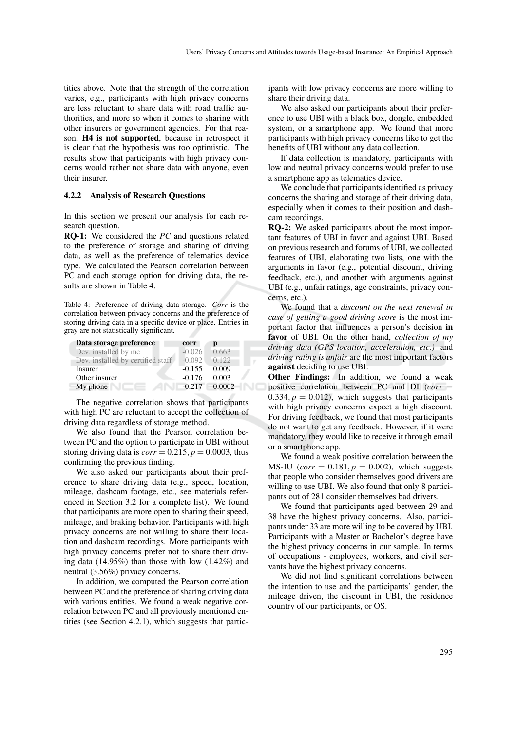tities above. Note that the strength of the correlation varies, e.g., participants with high privacy concerns are less reluctant to share data with road traffic authorities, and more so when it comes to sharing with other insurers or government agencies. For that reason, **H4 is not supported**, because in retrospect it is clear that the hypothesis was too optimistic. The results show that participants with high privacy concerns would rather not share data with anyone, even their insurer.

#### 4.2.2 Analysis of Research Questions

In this section we present our analysis for each research question.

**RQ-1:** We considered the *PC* and questions related to the preference of storage and sharing of driving data, as well as the preference of telematics device type. We calculated the Pearson correlation between PC and each storage option for driving data, the results are shown in Table 4.

Table 4: Preference of driving data storage. *Corr* is the correlation between privacy concerns and the preference of storing driving data in a specific device or place. Entries in gray are not statistically significant.

| Data storage preference | corr | p |
|---|---|---|
| Dev. installed by me | -0.026 | 0.663 |
| Dev. installed by certified staff | -0.092 | 0.122 |
| Insurer | -0.155 | 0.009 |
| Other insurer | -0.176 | 0.003 |
| My phone | -0.217 | 0.0002 |

The negative correlation shows that participants with high PC are reluctant to accept the collection of driving data regardless of storage method.

We also found that the Pearson correlation between PC and the option to participate in UBI without storing driving data is $corr = 0.215, p = 0.0003$, thus confirming the previous finding.

We also asked our participants about their preference to share driving data (e.g., speed, location, mileage, dashcam footage, etc., see materials referenced in Section 3.2 for a complete list). We found that participants are more open to sharing their speed, mileage, and braking behavior. Participants with high privacy concerns are not willing to share their location and dashcam recordings. More participants with high privacy concerns prefer not to share their driving data (14.95%) than those with low (1.42%) and neutral (3.56%) privacy concerns.

In addition, we computed the Pearson correlation between PC and the preference of sharing driving data with various entities. We found a weak negative correlation between PC and all previously mentioned entities (see Section 4.2.1), which suggests that participants with low privacy concerns are more willing to share their driving data.

We also asked our participants about their preference to use UBI with a black box, dongle, embedded system, or a smartphone app. We found that more participants with high privacy concerns like to get the benefits of UBI without any data collection.

If data collection is mandatory, participants with low and neutral privacy concerns would prefer to use a smartphone app as telematics device.

We conclude that participants identified as privacy concerns the sharing and storage of their driving data, especially when it comes to their position and dashcam recordings.

**RQ-2:** We asked participants about the most important features of UBI in favor and against UBI. Based on previous research and forums of UBI, we collected features of UBI, elaborating two lists, one with the arguments in favor (e.g., potential discount, driving feedback, etc.), and another with arguments against UBI (e.g., unfair ratings, age constraints, privacy concerns, etc.).

We found that a *discount on the next renewal in case of getting a good driving score* is the most important factor that influences a person's decision **in favor** of UBI. On the other hand, *collection of my driving data (GPS location, acceleration, etc.)* and *driving rating is unfair* are the most important factors **against** deciding to use UBI.

**Other Findings:** In addition, we found a weak positive correlation between PC and DI ($corr = 0.334, p = 0.012$), which suggests that participants with high privacy concerns expect a high discount. For driving feedback, we found that most participants do not want to get any feedback. However, if it were mandatory, they would like to receive it through email or a smartphone app.

We found a weak positive correlation between the MS-IU ($corr = 0.181, p = 0.002$), which suggests that people who consider themselves good drivers are willing to use UBI. We also found that only 8 participants out of 281 consider themselves bad drivers.

We found that participants aged between 29 and 38 have the highest privacy concerns. Also, participants under 33 are more willing to be covered by UBI. Participants with a Master or Bachelor's degree have the highest privacy concerns in our sample. In terms of occupations - employees, workers, and civil servants have the highest privacy concerns.

We did not find significant correlations between the intention to use and the participants' gender, the mileage driven, the discount in UBI, the residence country of our participants, or OS.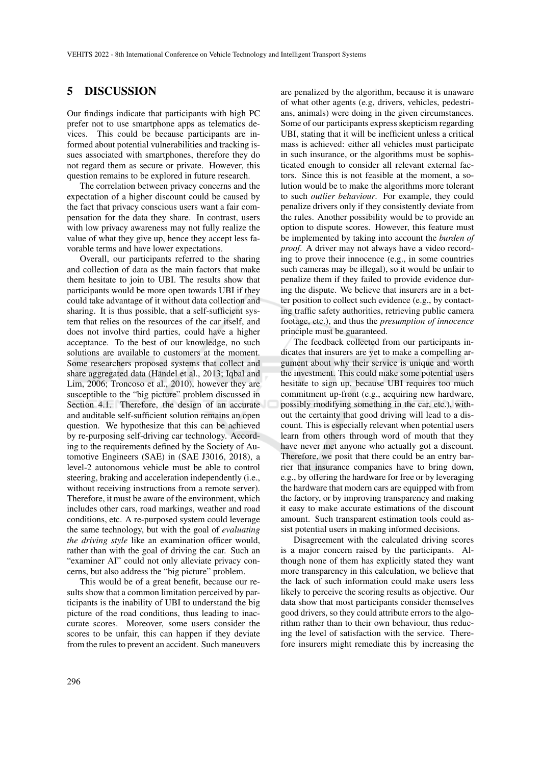## 5 DISCUSSION

Our findings indicate that participants with high PC prefer not to use smartphone apps as telematics devices. This could be because participants are informed about potential vulnerabilities and tracking issues associated with smartphones, therefore they do not regard them as secure or private. However, this question remains to be explored in future research.

The correlation between privacy concerns and the expectation of a higher discount could be caused by the fact that privacy conscious users want a fair compensation for the data they share. In contrast, users with low privacy awareness may not fully realize the value of what they give up, hence they accept less favorable terms and have lower expectations.

Overall, our participants referred to the sharing and collection of data as the main factors that make them hesitate to join to UBI. The results show that participants would be more open towards UBI if they could take advantage of it without data collection and sharing. It is thus possible, that a self-sufficient system that relies on the resources of the car itself, and does not involve third parties, could have a higher acceptance. To the best of our knowledge, no such solutions are available to customers at the moment. Some researchers proposed systems that collect and share aggregated data (Händel et al., 2013; Iqbal and Lim, 2006; Troncoso et al., 2010), however they are susceptible to the "big picture" problem discussed in Section 4.1. Therefore, the design of an accurate and auditable self-sufficient solution remains an open question. We hypothesize that this can be achieved by re-purposing self-driving car technology. According to the requirements defined by the Society of Automotive Engineers (SAE) in (SAE J3016, 2018), a level-2 autonomous vehicle must be able to control steering, braking and acceleration independently (i.e., without receiving instructions from a remote server). Therefore, it must be aware of the environment, which includes other cars, road markings, weather and road conditions, etc. A re-purposed system could leverage the same technology, but with the goal of *evaluating the driving style* like an examination officer would, rather than with the goal of driving the car. Such an "examiner AI" could not only alleviate privacy concerns, but also address the "big picture" problem.

This would be of a great benefit, because our results show that a common limitation perceived by participants is the inability of UBI to understand the big picture of the road conditions, thus leading to inaccurate scores. Moreover, some users consider the scores to be unfair, this can happen if they deviate from the rules to prevent an accident. Such maneuvers are penalized by the algorithm, because it is unaware of what other agents (e.g, drivers, vehicles, pedestrians, animals) were doing in the given circumstances. Some of our participants express skepticism regarding UBI, stating that it will be inefficient unless a critical mass is achieved: either all vehicles must participate in such insurance, or the algorithms must be sophisticated enough to consider all relevant external factors. Since this is not feasible at the moment, a solution would be to make the algorithms more tolerant to such *outlier behaviour*. For example, they could penalize drivers only if they consistently deviate from the rules. Another possibility would be to provide an option to dispute scores. However, this feature must be implemented by taking into account the *burden of proof*. A driver may not always have a video recording to prove their innocence (e.g., in some countries such cameras may be illegal), so it would be unfair to penalize them if they failed to provide evidence during the dispute. We believe that insurers are in a better position to collect such evidence (e.g., by contacting traffic safety authorities, retrieving public camera footage, etc.), and thus the *presumption of innocence* principle must be guaranteed.

The feedback collected from our participants indicates that insurers are yet to make a compelling argument about why their service is unique and worth the investment. This could make some potential users hesitate to sign up, because UBI requires too much commitment up-front (e.g., acquiring new hardware, possibly modifying something in the car, etc.), without the certainty that good driving will lead to a discount. This is especially relevant when potential users learn from others through word of mouth that they have never met anyone who actually got a discount. Therefore, we posit that there could be an entry barrier that insurance companies have to bring down, e.g., by offering the hardware for free or by leveraging the hardware that modern cars are equipped with from the factory, or by improving transparency and making it easy to make accurate estimations of the discount amount. Such transparent estimation tools could assist potential users in making informed decisions.

Disagreement with the calculated driving scores is a major concern raised by the participants. Although none of them has explicitly stated they want more transparency in this calculation, we believe that the lack of such information could make users less likely to perceive the scoring results as objective. Our data show that most participants consider themselves good drivers, so they could attribute errors to the algorithm rather than to their own behaviour, thus reducing the level of satisfaction with the service. Therefore insurers might remediate this by increasing the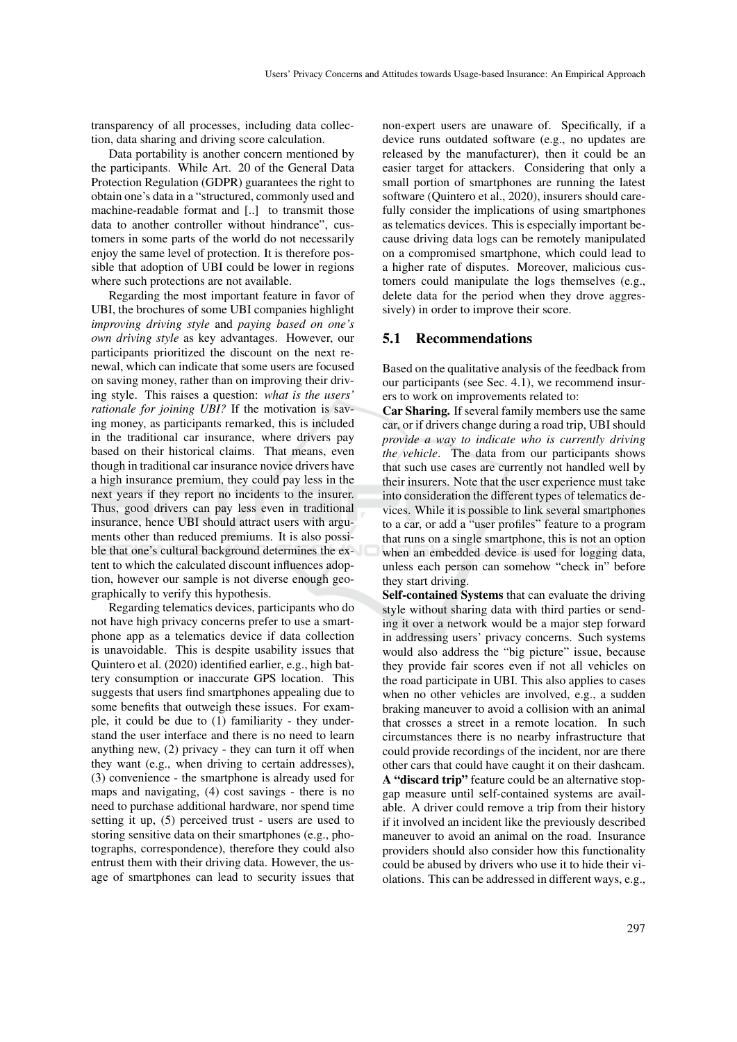transparency of all processes, including data collection, data sharing and driving score calculation.

Data portability is another concern mentioned by the participants. While Art. 20 of the General Data Protection Regulation (GDPR) guarantees the right to obtain one's data in a "structured, commonly used and machine-readable format and [..] to transmit those data to another controller without hindrance", customers in some parts of the world do not necessarily enjoy the same level of protection. It is therefore possible that adoption of UBI could be lower in regions where such protections are not available.

Regarding the most important feature in favor of UBI, the brochures of some UBI companies highlight *improving driving style* and *paying based on one's own driving style* as key advantages. However, our participants prioritized the discount on the next renewal, which can indicate that some users are focused on saving money, rather than on improving their driving style. This raises a question: *what is the users' rationale for joining UBI?* If the motivation is saving money, as participants remarked, this is included in the traditional car insurance, where drivers pay based on their historical claims. That means, even though in traditional car insurance novice drivers have a high insurance premium, they could pay less in the next years if they report no incidents to the insurer. Thus, good drivers can pay less even in traditional insurance, hence UBI should attract users with arguments other than reduced premiums. It is also possible that one's cultural background determines the extent to which the calculated discount influences adoption, however our sample is not diverse enough geographically to verify this hypothesis.

Regarding telematics devices, participants who do not have high privacy concerns prefer to use a smartphone app as a telematics device if data collection is unavoidable. This is despite usability issues that Quintero et al. (2020) identified earlier, e.g., high battery consumption or inaccurate GPS location. This suggests that users find smartphones appealing due to some benefits that outweigh these issues. For example, it could be due to (1) familiarity - they understand the user interface and there is no need to learn anything new, (2) privacy - they can turn it off when they want (e.g., when driving to certain addresses), (3) convenience - the smartphone is already used for maps and navigating, (4) cost savings - there is no need to purchase additional hardware, nor spend time setting it up, (5) perceived trust - users are used to storing sensitive data on their smartphones (e.g., photographs, correspondence), therefore they could also entrust them with their driving data. However, the usage of smartphones can lead to security issues that non-expert users are unaware of. Specifically, if a device runs outdated software (e.g., no updates are released by the manufacturer), then it could be an easier target for attackers. Considering that only a small portion of smartphones are running the latest software (Quintero et al., 2020), insurers should carefully consider the implications of using smartphones as telematics devices. This is especially important because driving data logs can be remotely manipulated on a compromised smartphone, which could lead to a higher rate of disputes. Moreover, malicious customers could manipulate the logs themselves (e.g., delete data for the period when they drove aggressively) in order to improve their score.

## 5.1 Recommendations

Based on the qualitative analysis of the feedback from our participants (see Sec. 4.1), we recommend insurers to work on improvements related to:

**Car Sharing.** If several family members use the same car, or if drivers change during a road trip, UBI should *provide a way to indicate who is currently driving the vehicle*. The data from our participants shows that such use cases are currently not handled well by their insurers. Note that the user experience must take into consideration the different types of telematics devices. While it is possible to link several smartphones to a car, or add a "user profiles" feature to a program that runs on a single smartphone, this is not an option when an embedded device is used for logging data, unless each person can somehow "check in" before they start driving.

**Self-contained Systems** that can evaluate the driving style without sharing data with third parties or sending it over a network would be a major step forward in addressing users' privacy concerns. Such systems would also address the "big picture" issue, because they provide fair scores even if not all vehicles on the road participate in UBI. This also applies to cases when no other vehicles are involved, e.g., a sudden braking maneuver to avoid a collision with an animal that crosses a street in a remote location. In such circumstances there is no nearby infrastructure that could provide recordings of the incident, nor are there other cars that could have caught it on their dashcam.

**A "discard trip"** feature could be an alternative stopgap measure until self-contained systems are available. A driver could remove a trip from their history if it involved an incident like the previously described maneuver to avoid an animal on the road. Insurance providers should also consider how this functionality could be abused by drivers who use it to hide their violations. This can be addressed in different ways, e.g.,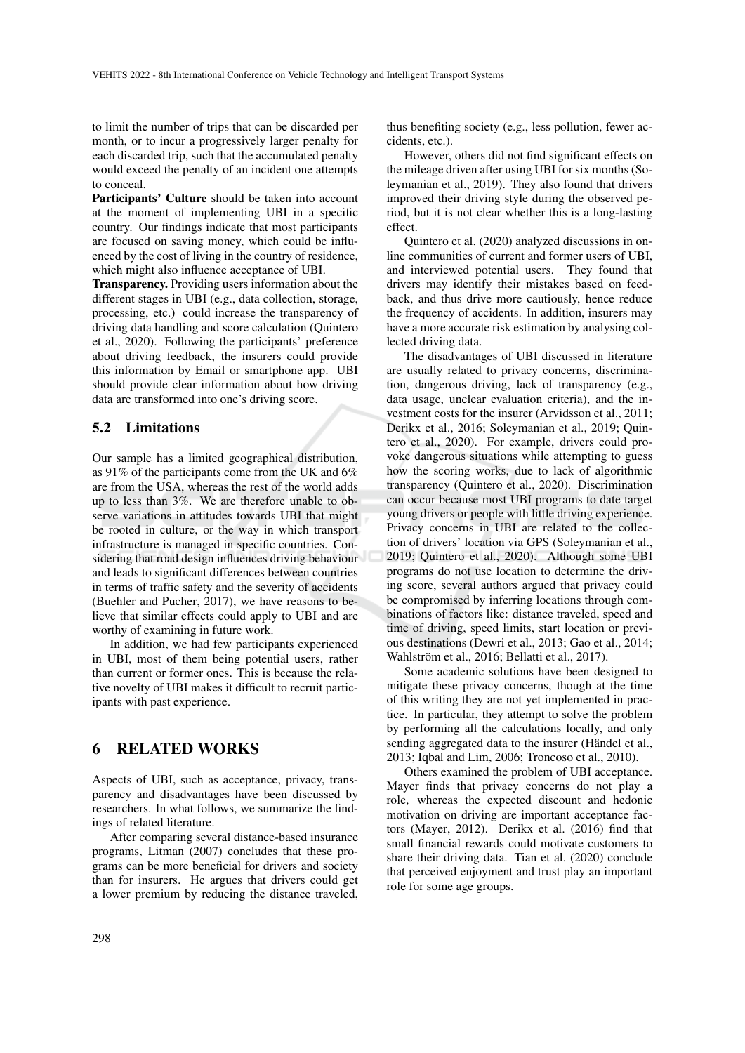to limit the number of trips that can be discarded per month, or to incur a progressively larger penalty for each discarded trip, such that the accumulated penalty would exceed the penalty of an incident one attempts to conceal.

**Participants' Culture** should be taken into account at the moment of implementing UBI in a specific country. Our findings indicate that most participants are focused on saving money, which could be influenced by the cost of living in the country of residence, which might also influence acceptance of UBI.

**Transparency.** Providing users information about the different stages in UBI (e.g., data collection, storage, processing, etc.) could increase the transparency of driving data handling and score calculation (Quintero et al., 2020). Following the participants' preference about driving feedback, the insurers could provide this information by Email or smartphone app. UBI should provide clear information about how driving data are transformed into one's driving score.

## 5.2 Limitations

Our sample has a limited geographical distribution, as 91% of the participants come from the UK and 6% are from the USA, whereas the rest of the world adds up to less than 3%. We are therefore unable to observe variations in attitudes towards UBI that might be rooted in culture, or the way in which transport infrastructure is managed in specific countries. Considering that road design influences driving behaviour and leads to significant differences between countries in terms of traffic safety and the severity of accidents (Buehler and Pucher, 2017), we have reasons to believe that similar effects could apply to UBI and are worthy of examining in future work.

In addition, we had few participants experienced in UBI, most of them being potential users, rather than current or former ones. This is because the relative novelty of UBI makes it difficult to recruit participants with past experience.

# 6 RELATED WORKS

Aspects of UBI, such as acceptance, privacy, transparency and disadvantages have been discussed by researchers. In what follows, we summarize the findings of related literature.

After comparing several distance-based insurance programs, Litman (2007) concludes that these programs can be more beneficial for drivers and society than for insurers. He argues that drivers could get a lower premium by reducing the distance traveled, thus benefiting society (e.g., less pollution, fewer accidents, etc.).

However, others did not find significant effects on the mileage driven after using UBI for six months (Soleymanian et al., 2019). They also found that drivers improved their driving style during the observed period, but it is not clear whether this is a long-lasting effect.

Quintero et al. (2020) analyzed discussions in online communities of current and former users of UBI, and interviewed potential users. They found that drivers may identify their mistakes based on feedback, and thus drive more cautiously, hence reduce the frequency of accidents. In addition, insurers may have a more accurate risk estimation by analysing collected driving data.

The disadvantages of UBI discussed in literature are usually related to privacy concerns, discrimination, dangerous driving, lack of transparency (e.g., data usage, unclear evaluation criteria), and the investment costs for the insurer (Arvidsson et al., 2011; Derikx et al., 2016; Soleymanian et al., 2019; Quintero et al., 2020). For example, drivers could provoke dangerous situations while attempting to guess how the scoring works, due to lack of algorithmic transparency (Quintero et al., 2020). Discrimination can occur because most UBI programs to date target young drivers or people with little driving experience. Privacy concerns in UBI are related to the collection of drivers' location via GPS (Soleymanian et al., 2019; Quintero et al., 2020). Although some UBI programs do not use location to determine the driving score, several authors argued that privacy could be compromised by inferring locations through combinations of factors like: distance traveled, speed and time of driving, speed limits, start location or previous destinations (Dewri et al., 2013; Gao et al., 2014; Wahlström et al., 2016; Bellatti et al., 2017).

Some academic solutions have been designed to mitigate these privacy concerns, though at the time of this writing they are not yet implemented in practice. In particular, they attempt to solve the problem by performing all the calculations locally, and only sending aggregated data to the insurer (Händel et al., 2013; Iqbal and Lim, 2006; Troncoso et al., 2010).

Others examined the problem of UBI acceptance. Mayer finds that privacy concerns do not play a role, whereas the expected discount and hedonic motivation on driving are important acceptance factors (Mayer, 2012). Derikx et al. (2016) find that small financial rewards could motivate customers to share their driving data. Tian et al. (2020) conclude that perceived enjoyment and trust play an important role for some age groups.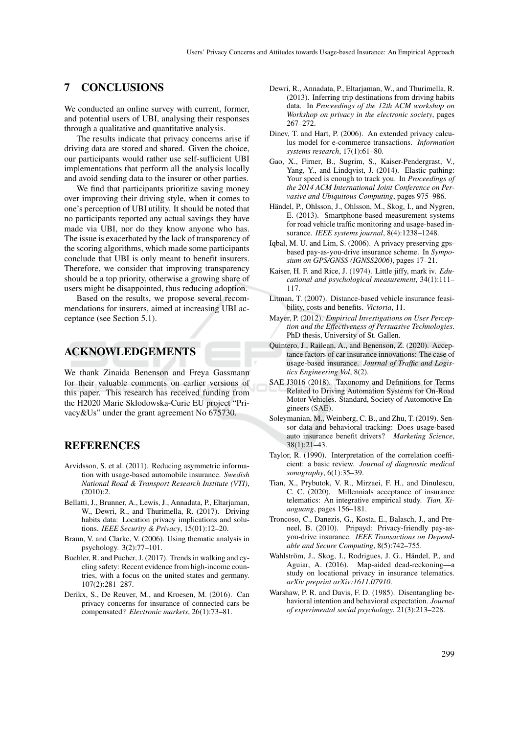## 7 CONCLUSIONS

We conducted an online survey with current, former, and potential users of UBI, analysing their responses through a qualitative and quantitative analysis.

The results indicate that privacy concerns arise if driving data are stored and shared. Given the choice, our participants would rather use self-sufficient UBI implementations that perform all the analysis locally and avoid sending data to the insurer or other parties.

We find that participants prioritize saving money over improving their driving style, when it comes to one's perception of UBI utility. It should be noted that no participants reported any actual savings they have made via UBI, nor do they know anyone who has. The issue is exacerbated by the lack of transparency of the scoring algorithms, which made some participants conclude that UBI is only meant to benefit insurers. Therefore, we consider that improving transparency should be a top priority, otherwise a growing share of users might be disappointed, thus reducing adoption.

Based on the results, we propose several recommendations for insurers, aimed at increasing UBI acceptance (see Section 5.1).

## ACKNOWLEDGEMENTS

We thank Zinaida Benenson and Freya Gassmann for their valuable comments on earlier versions of this paper. This research has received funding from the H2020 Marie Skłodowska-Curie EU project "Privacy&Us" under the grant agreement No 675730.

## REFERENCES

Arvidsson, S. et al. (2011). Reducing asymmetric information with usage-based automobile insurance. *Swedish National Road & Transport Research Institute (VTI)*, (2010):2.

Bellatti, J., Brunner, A., Lewis, J., Annadata, P., Eltarjaman, W., Dewri, R., and Thurimella, R. (2017). Driving habits data: Location privacy implications and solutions. *IEEE Security & Privacy*, 15(01):12–20.

Braun, V. and Clarke, V. (2006). Using thematic analysis in psychology. 3(2):77–101.

Buehler, R. and Pucher, J. (2017). Trends in walking and cycling safety: Recent evidence from high-income countries, with a focus on the united states and germany. 107(2):281–287.

Derikx, S., De Reuver, M., and Kroesen, M. (2016). Can privacy concerns for insurance of connected cars be compensated? *Electronic markets*, 26(1):73–81.

Dewri, R., Annadata, P., Eltarjaman, W., and Thurimella, R. (2013). Inferring trip destinations from driving habits data. In *Proceedings of the 12th ACM workshop on Workshop on privacy in the electronic society*, pages 267–272.

Dinev, T. and Hart, P. (2006). An extended privacy calculus model for e-commerce transactions. *Information systems research*, 17(1):61–80.

Gao, X., Firner, B., Sugrim, S., Kaiser-Pendergrast, V., Yang, Y., and Lindqvist, J. (2014). Elastic pathing: Your speed is enough to track you. In *Proceedings of the 2014 ACM International Joint Conference on Pervasive and Ubiquitous Computing*, pages 975–986.

Händel, P., Ohlsson, J., Ohlsson, M., Skog, I., and Nygren, E. (2013). Smartphone-based measurement systems for road vehicle traffic monitoring and usage-based insurance. *IEEE systems journal*, 8(4):1238–1248.

Iqbal, M. U. and Lim, S. (2006). A privacy preserving gps-based pay-as-you-drive insurance scheme. In *Symposium on GPS/GNSS (IGNSS2006)*, pages 17–21.

Kaiser, H. F. and Rice, J. (1974). Little jiffy, mark iv. *Educational and psychological measurement*, 34(1):111–117.

Litman, T. (2007). Distance-based vehicle insurance feasibility, costs and benefits. *Victoria*, 11.

Mayer, P. (2012). *Empirical Investigations on User Perception and the Effectiveness of Persuasive Technologies*. PhD thesis, University of St. Gallen.

Quintero, J., Railean, A., and Benenson, Z. (2020). Acceptance factors of car insurance innovations: The case of usage-based insurance. *Journal of Traffic and Logistics Engineering Vol*, 8(2).

SAE J3016 (2018). Taxonomy and Definitions for Terms Related to Driving Automation Systems for On-Road Motor Vehicles. Standard, Society of Automotive Engineers (SAE).

Soleymanian, M., Weinberg, C. B., and Zhu, T. (2019). Sensor data and behavioral tracking: Does usage-based auto insurance benefit drivers? *Marketing Science*, 38(1):21–43.

Taylor, R. (1990). Interpretation of the correlation coefficient: a basic review. *Journal of diagnostic medical sonography*, 6(1):35–39.

Tian, X., Prybutok, V. R., Mirzaei, F. H., and Dinulescu, C. C. (2020). Millennials acceptance of insurance telematics: An integrative empirical study. *Tian, Xiaoguang*, pages 156–181.

Troncoso, C., Danezis, G., Kosta, E., Balasch, J., and Preneel, B. (2010). Pripayd: Privacy-friendly pay-as-you-drive insurance. *IEEE Transactions on Dependable and Secure Computing*, 8(5):742–755.

Wahlström, J., Skog, I., Rodrigues, J. G., Händel, P., and Aguiar, A. (2016). Map-aided dead-reckoning—a study on locational privacy in insurance telematics. *arXiv preprint arXiv:1611.07910*.

Warshaw, P. R. and Davis, F. D. (1985). Disentangling behavioral intention and behavioral expectation. *Journal of experimental social psychology*, 21(3):213–228.